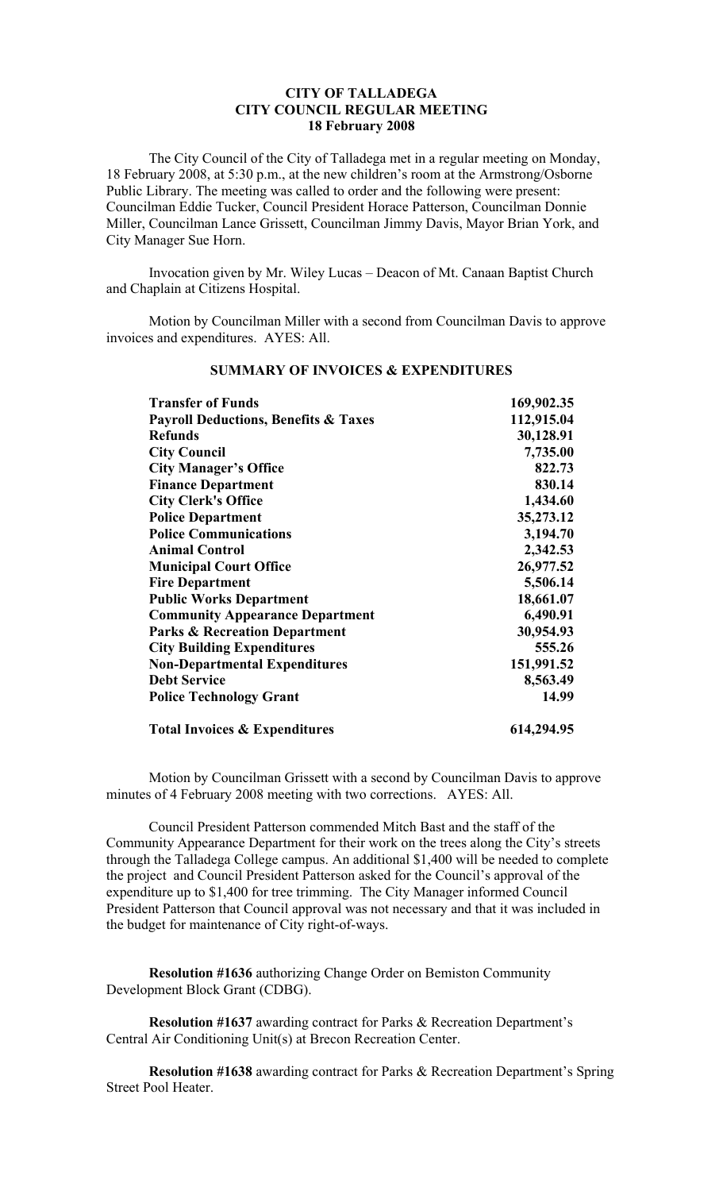# CITY OF TALLADEGA
## CITY COUNCIL REGULAR MEETING
### 18 February 2008

The City Council of the City of Talladega met in a regular meeting on Monday, 18 February 2008, at 5:30 p.m., at the new children's room at the Armstrong/Osborne Public Library. The meeting was called to order and the following were present: Councilman Eddie Tucker, Council President Horace Patterson, Councilman Donnie Miller, Councilman Lance Grissett, Councilman Jimmy Davis, Mayor Brian York, and City Manager Sue Horn.

Invocation given by Mr. Wiley Lucas – Deacon of Mt. Canaan Baptist Church and Chaplain at Citizens Hospital.

Motion by Councilman Miller with a second from Councilman Davis to approve invoices and expenditures. AYES: All.

**SUMMARY OF INVOICES & EXPENDITURES**

| | |
|---|---:|
| **Transfer of Funds** | **169,902.35** |
| **Payroll Deductions, Benefits & Taxes** | **112,915.04** |
| **Refunds** | **30,128.91** |
| **City Council** | **7,735.00** |
| **City Manager's Office** | **822.73** |
| **Finance Department** | **830.14** |
| **City Clerk's Office** | **1,434.60** |
| **Police Department** | **35,273.12** |
| **Police Communications** | **3,194.70** |
| **Animal Control** | **2,342.53** |
| **Municipal Court Office** | **26,977.52** |
| **Fire Department** | **5,506.14** |
| **Public Works Department** | **18,661.07** |
| **Community Appearance Department** | **6,490.91** |
| **Parks & Recreation Department** | **30,954.93** |
| **City Building Expenditures** | **555.26** |
| **Non-Departmental Expenditures** | **151,991.52** |
| **Debt Service** | **8,563.49** |
| **Police Technology Grant** | **14.99** |
| **Total Invoices & Expenditures** | **614,294.95** |

Motion by Councilman Grissett with a second by Councilman Davis to approve minutes of 4 February 2008 meeting with two corrections. AYES: All.

Council President Patterson commended Mitch Bast and the staff of the Community Appearance Department for their work on the trees along the City's streets through the Talladega College campus. An additional $1,400 will be needed to complete the project and Council President Patterson asked for the Council's approval of the expenditure up to $1,400 for tree trimming. The City Manager informed Council President Patterson that Council approval was not necessary and that it was included in the budget for maintenance of City right-of-ways.

**Resolution #1636** authorizing Change Order on Bemiston Community Development Block Grant (CDBG).

**Resolution #1637** awarding contract for Parks & Recreation Department's Central Air Conditioning Unit(s) at Brecon Recreation Center.

**Resolution #1638** awarding contract for Parks & Recreation Department's Spring Street Pool Heater.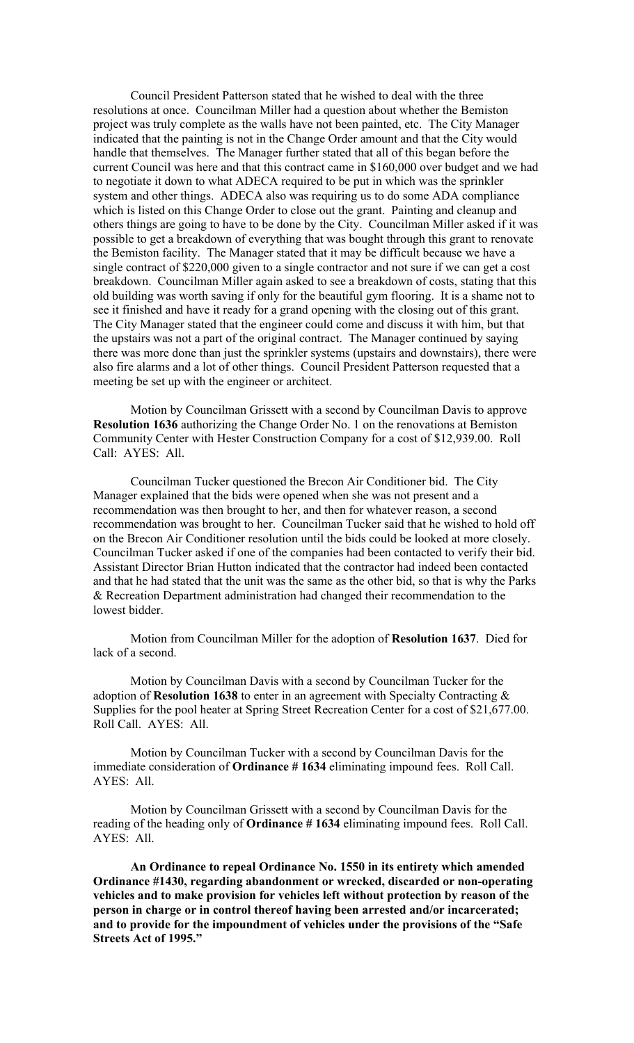Council President Patterson stated that he wished to deal with the three resolutions at once. Councilman Miller had a question about whether the Bemiston project was truly complete as the walls have not been painted, etc. The City Manager indicated that the painting is not in the Change Order amount and that the City would handle that themselves. The Manager further stated that all of this began before the current Council was here and that this contract came in $160,000 over budget and we had to negotiate it down to what ADECA required to be put in which was the sprinkler system and other things. ADECA also was requiring us to do some ADA compliance which is listed on this Change Order to close out the grant. Painting and cleanup and others things are going to have to be done by the City. Councilman Miller asked if it was possible to get a breakdown of everything that was bought through this grant to renovate the Bemiston facility. The Manager stated that it may be difficult because we have a single contract of $220,000 given to a single contractor and not sure if we can get a cost breakdown. Councilman Miller again asked to see a breakdown of costs, stating that this old building was worth saving if only for the beautiful gym flooring. It is a shame not to see it finished and have it ready for a grand opening with the closing out of this grant. The City Manager stated that the engineer could come and discuss it with him, but that the upstairs was not a part of the original contract. The Manager continued by saying there was more done than just the sprinkler systems (upstairs and downstairs), there were also fire alarms and a lot of other things. Council President Patterson requested that a meeting be set up with the engineer or architect.

Motion by Councilman Grissett with a second by Councilman Davis to approve **Resolution 1636** authorizing the Change Order No. 1 on the renovations at Bemiston Community Center with Hester Construction Company for a cost of $12,939.00. Roll Call: AYES: All.

Councilman Tucker questioned the Brecon Air Conditioner bid. The City Manager explained that the bids were opened when she was not present and a recommendation was then brought to her, and then for whatever reason, a second recommendation was brought to her. Councilman Tucker said that he wished to hold off on the Brecon Air Conditioner resolution until the bids could be looked at more closely. Councilman Tucker asked if one of the companies had been contacted to verify their bid. Assistant Director Brian Hutton indicated that the contractor had indeed been contacted and that he had stated that the unit was the same as the other bid, so that is why the Parks & Recreation Department administration had changed their recommendation to the lowest bidder.

Motion from Councilman Miller for the adoption of **Resolution 1637**. Died for lack of a second.

Motion by Councilman Davis with a second by Councilman Tucker for the adoption of **Resolution 1638** to enter in an agreement with Specialty Contracting & Supplies for the pool heater at Spring Street Recreation Center for a cost of $21,677.00. Roll Call. AYES: All.

Motion by Councilman Tucker with a second by Councilman Davis for the immediate consideration of **Ordinance # 1634** eliminating impound fees. Roll Call. AYES: All.

Motion by Councilman Grissett with a second by Councilman Davis for the reading of the heading only of **Ordinance # 1634** eliminating impound fees. Roll Call. AYES: All.

**An Ordinance to repeal Ordinance No. 1550 in its entirety which amended Ordinance #1430, regarding abandonment or wrecked, discarded or non-operating vehicles and to make provision for vehicles left without protection by reason of the person in charge or in control thereof having been arrested and/or incarcerated; and to provide for the impoundment of vehicles under the provisions of the "Safe Streets Act of 1995."**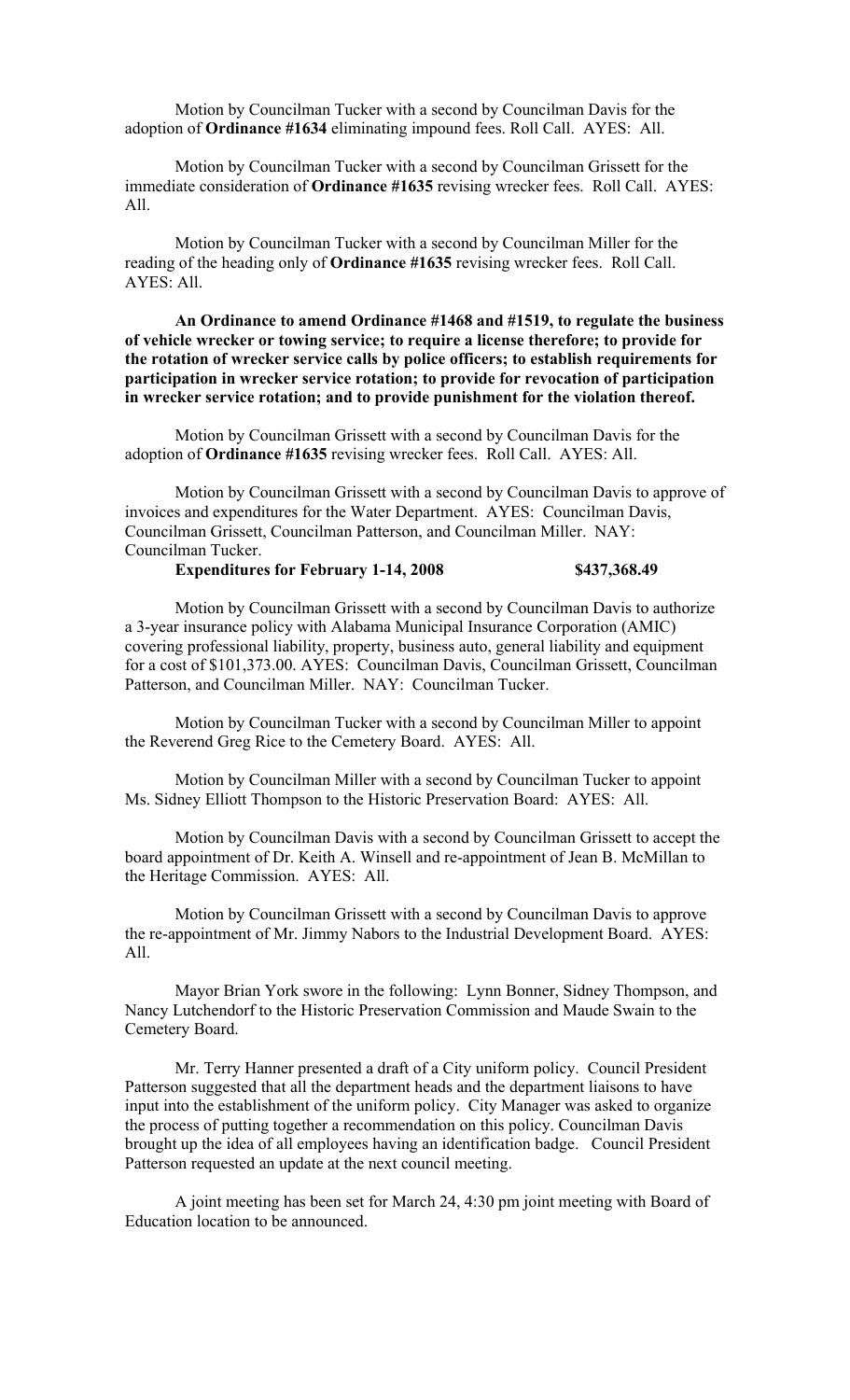Motion by Councilman Tucker with a second by Councilman Davis for the adoption of **Ordinance #1634** eliminating impound fees. Roll Call. AYES: All.

Motion by Councilman Tucker with a second by Councilman Grissett for the immediate consideration of **Ordinance #1635** revising wrecker fees. Roll Call. AYES: All.

Motion by Councilman Tucker with a second by Councilman Miller for the reading of the heading only of **Ordinance #1635** revising wrecker fees. Roll Call. AYES: All.

**An Ordinance to amend Ordinance #1468 and #1519, to regulate the business of vehicle wrecker or towing service; to require a license therefore; to provide for the rotation of wrecker service calls by police officers; to establish requirements for participation in wrecker service rotation; to provide for revocation of participation in wrecker service rotation; and to provide punishment for the violation thereof.**

Motion by Councilman Grissett with a second by Councilman Davis for the adoption of **Ordinance #1635** revising wrecker fees. Roll Call. AYES: All.

Motion by Councilman Grissett with a second by Councilman Davis to approve of invoices and expenditures for the Water Department. AYES: Councilman Davis, Councilman Grissett, Councilman Patterson, and Councilman Miller. NAY: Councilman Tucker.

**Expenditures for February 1-14, 2008 $437,368.49**

Motion by Councilman Grissett with a second by Councilman Davis to authorize a 3-year insurance policy with Alabama Municipal Insurance Corporation (AMIC) covering professional liability, property, business auto, general liability and equipment for a cost of $101,373.00. AYES: Councilman Davis, Councilman Grissett, Councilman Patterson, and Councilman Miller. NAY: Councilman Tucker.

Motion by Councilman Tucker with a second by Councilman Miller to appoint the Reverend Greg Rice to the Cemetery Board. AYES: All.

Motion by Councilman Miller with a second by Councilman Tucker to appoint Ms. Sidney Elliott Thompson to the Historic Preservation Board: AYES: All.

Motion by Councilman Davis with a second by Councilman Grissett to accept the board appointment of Dr. Keith A. Winsell and re-appointment of Jean B. McMillan to the Heritage Commission. AYES: All.

Motion by Councilman Grissett with a second by Councilman Davis to approve the re-appointment of Mr. Jimmy Nabors to the Industrial Development Board. AYES: All.

Mayor Brian York swore in the following: Lynn Bonner, Sidney Thompson, and Nancy Lutchendorf to the Historic Preservation Commission and Maude Swain to the Cemetery Board.

Mr. Terry Hanner presented a draft of a City uniform policy. Council President Patterson suggested that all the department heads and the department liaisons to have input into the establishment of the uniform policy. City Manager was asked to organize the process of putting together a recommendation on this policy. Councilman Davis brought up the idea of all employees having an identification badge. Council President Patterson requested an update at the next council meeting.

A joint meeting has been set for March 24, 4:30 pm joint meeting with Board of Education location to be announced.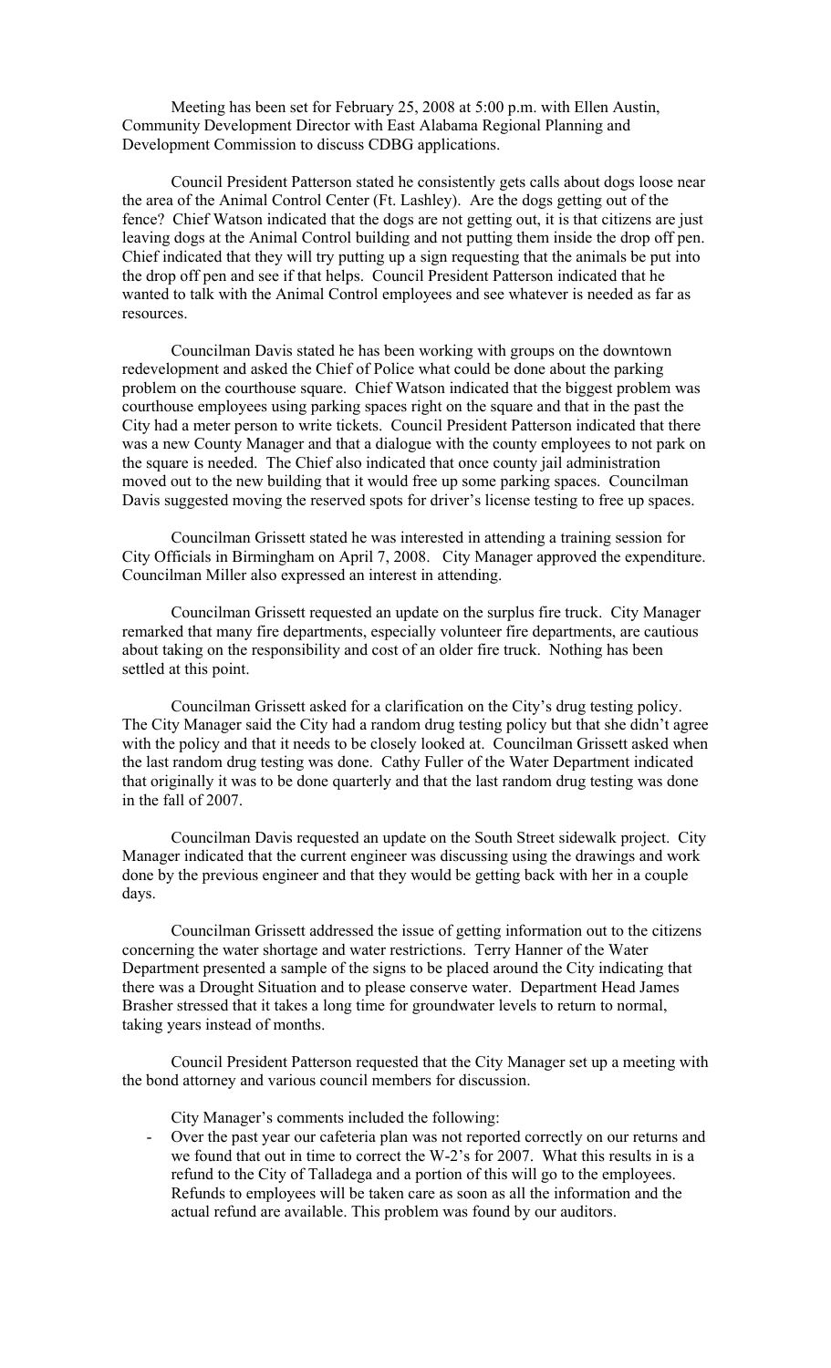Meeting has been set for February 25, 2008 at 5:00 p.m. with Ellen Austin, Community Development Director with East Alabama Regional Planning and Development Commission to discuss CDBG applications.

Council President Patterson stated he consistently gets calls about dogs loose near the area of the Animal Control Center (Ft. Lashley). Are the dogs getting out of the fence? Chief Watson indicated that the dogs are not getting out, it is that citizens are just leaving dogs at the Animal Control building and not putting them inside the drop off pen. Chief indicated that they will try putting up a sign requesting that the animals be put into the drop off pen and see if that helps. Council President Patterson indicated that he wanted to talk with the Animal Control employees and see whatever is needed as far as resources.

Councilman Davis stated he has been working with groups on the downtown redevelopment and asked the Chief of Police what could be done about the parking problem on the courthouse square. Chief Watson indicated that the biggest problem was courthouse employees using parking spaces right on the square and that in the past the City had a meter person to write tickets. Council President Patterson indicated that there was a new County Manager and that a dialogue with the county employees to not park on the square is needed. The Chief also indicated that once county jail administration moved out to the new building that it would free up some parking spaces. Councilman Davis suggested moving the reserved spots for driver's license testing to free up spaces.

Councilman Grissett stated he was interested in attending a training session for City Officials in Birmingham on April 7, 2008. City Manager approved the expenditure. Councilman Miller also expressed an interest in attending.

Councilman Grissett requested an update on the surplus fire truck. City Manager remarked that many fire departments, especially volunteer fire departments, are cautious about taking on the responsibility and cost of an older fire truck. Nothing has been settled at this point.

Councilman Grissett asked for a clarification on the City's drug testing policy. The City Manager said the City had a random drug testing policy but that she didn't agree with the policy and that it needs to be closely looked at. Councilman Grissett asked when the last random drug testing was done. Cathy Fuller of the Water Department indicated that originally it was to be done quarterly and that the last random drug testing was done in the fall of 2007.

Councilman Davis requested an update on the South Street sidewalk project. City Manager indicated that the current engineer was discussing using the drawings and work done by the previous engineer and that they would be getting back with her in a couple days.

Councilman Grissett addressed the issue of getting information out to the citizens concerning the water shortage and water restrictions. Terry Hanner of the Water Department presented a sample of the signs to be placed around the City indicating that there was a Drought Situation and to please conserve water. Department Head James Brasher stressed that it takes a long time for groundwater levels to return to normal, taking years instead of months.

Council President Patterson requested that the City Manager set up a meeting with the bond attorney and various council members for discussion.

City Manager's comments included the following:

- Over the past year our cafeteria plan was not reported correctly on our returns and we found that out in time to correct the W-2's for 2007. What this results in is a refund to the City of Talladega and a portion of this will go to the employees. Refunds to employees will be taken care as soon as all the information and the actual refund are available. This problem was found by our auditors.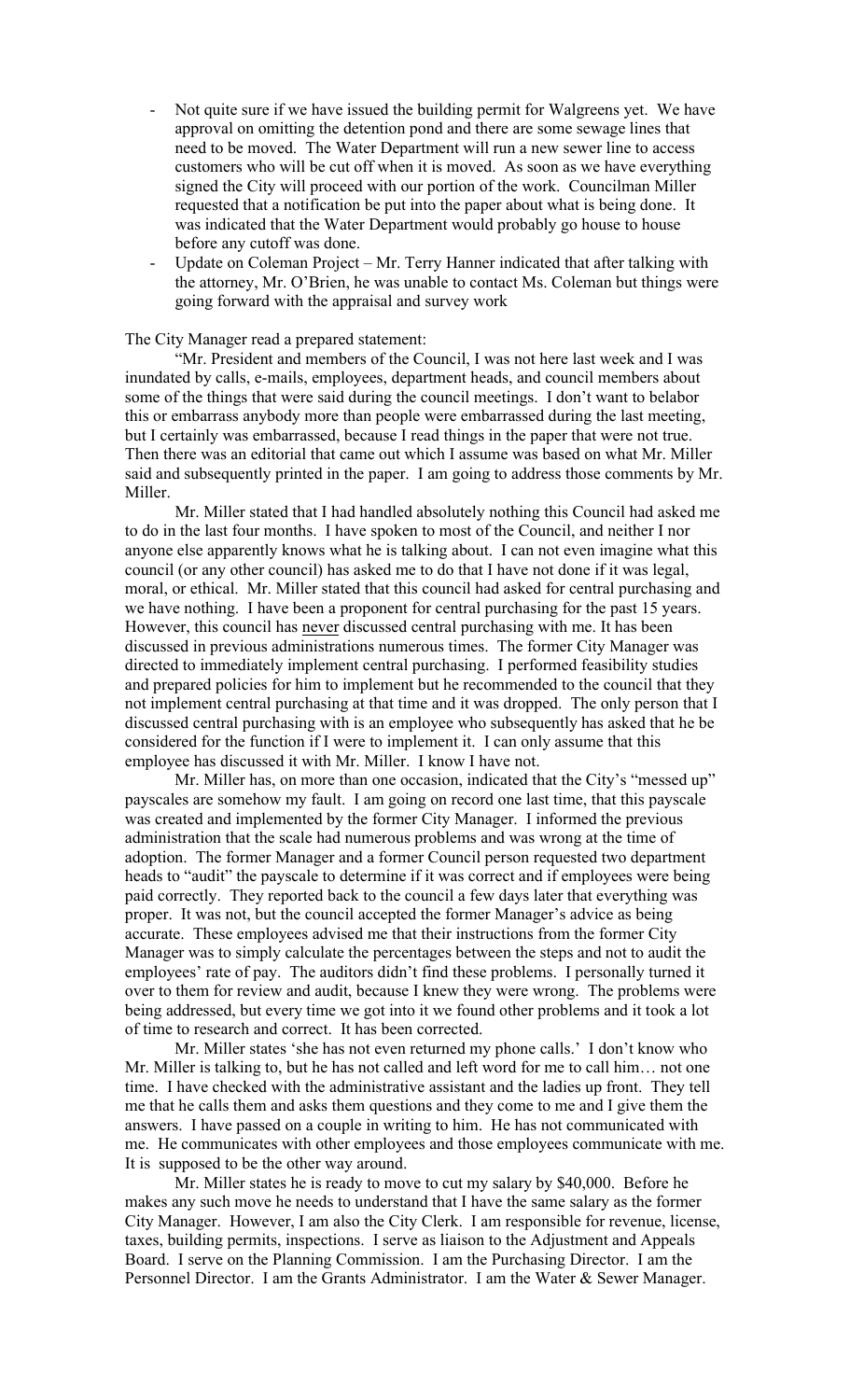- Not quite sure if we have issued the building permit for Walgreens yet. We have approval on omitting the detention pond and there are some sewage lines that need to be moved. The Water Department will run a new sewer line to access customers who will be cut off when it is moved. As soon as we have everything signed the City will proceed with our portion of the work. Councilman Miller requested that a notification be put into the paper about what is being done. It was indicated that the Water Department would probably go house to house before any cutoff was done.
- Update on Coleman Project – Mr. Terry Hanner indicated that after talking with the attorney, Mr. O'Brien, he was unable to contact Ms. Coleman but things were going forward with the appraisal and survey work

The City Manager read a prepared statement:

"Mr. President and members of the Council, I was not here last week and I was inundated by calls, e-mails, employees, department heads, and council members about some of the things that were said during the council meetings. I don't want to belabor this or embarrass anybody more than people were embarrassed during the last meeting, but I certainly was embarrassed, because I read things in the paper that were not true. Then there was an editorial that came out which I assume was based on what Mr. Miller said and subsequently printed in the paper. I am going to address those comments by Mr. Miller.

Mr. Miller stated that I had handled absolutely nothing this Council had asked me to do in the last four months. I have spoken to most of the Council, and neither I nor anyone else apparently knows what he is talking about. I can not even imagine what this council (or any other council) has asked me to do that I have not done if it was legal, moral, or ethical. Mr. Miller stated that this council had asked for central purchasing and we have nothing. I have been a proponent for central purchasing for the past 15 years. However, this council has <u>never</u> discussed central purchasing with me. It has been discussed in previous administrations numerous times. The former City Manager was directed to immediately implement central purchasing. I performed feasibility studies and prepared policies for him to implement but he recommended to the council that they not implement central purchasing at that time and it was dropped. The only person that I discussed central purchasing with is an employee who subsequently has asked that he be considered for the function if I were to implement it. I can only assume that this employee has discussed it with Mr. Miller. I know I have not.

Mr. Miller has, on more than one occasion, indicated that the City's "messed up" payscales are somehow my fault. I am going on record one last time, that this payscale was created and implemented by the former City Manager. I informed the previous administration that the scale had numerous problems and was wrong at the time of adoption. The former Manager and a former Council person requested two department heads to "audit" the payscale to determine if it was correct and if employees were being paid correctly. They reported back to the council a few days later that everything was proper. It was not, but the council accepted the former Manager's advice as being accurate. These employees advised me that their instructions from the former City Manager was to simply calculate the percentages between the steps and not to audit the employees' rate of pay. The auditors didn't find these problems. I personally turned it over to them for review and audit, because I knew they were wrong. The problems were being addressed, but every time we got into it we found other problems and it took a lot of time to research and correct. It has been corrected.

Mr. Miller states 'she has not even returned my phone calls.' I don't know who Mr. Miller is talking to, but he has not called and left word for me to call him… not one time. I have checked with the administrative assistant and the ladies up front. They tell me that he calls them and asks them questions and they come to me and I give them the answers. I have passed on a couple in writing to him. He has not communicated with me. He communicates with other employees and those employees communicate with me. It is supposed to be the other way around.

Mr. Miller states he is ready to move to cut my salary by $40,000. Before he makes any such move he needs to understand that I have the same salary as the former City Manager. However, I am also the City Clerk. I am responsible for revenue, license, taxes, building permits, inspections. I serve as liaison to the Adjustment and Appeals Board. I serve on the Planning Commission. I am the Purchasing Director. I am the Personnel Director. I am the Grants Administrator. I am the Water & Sewer Manager.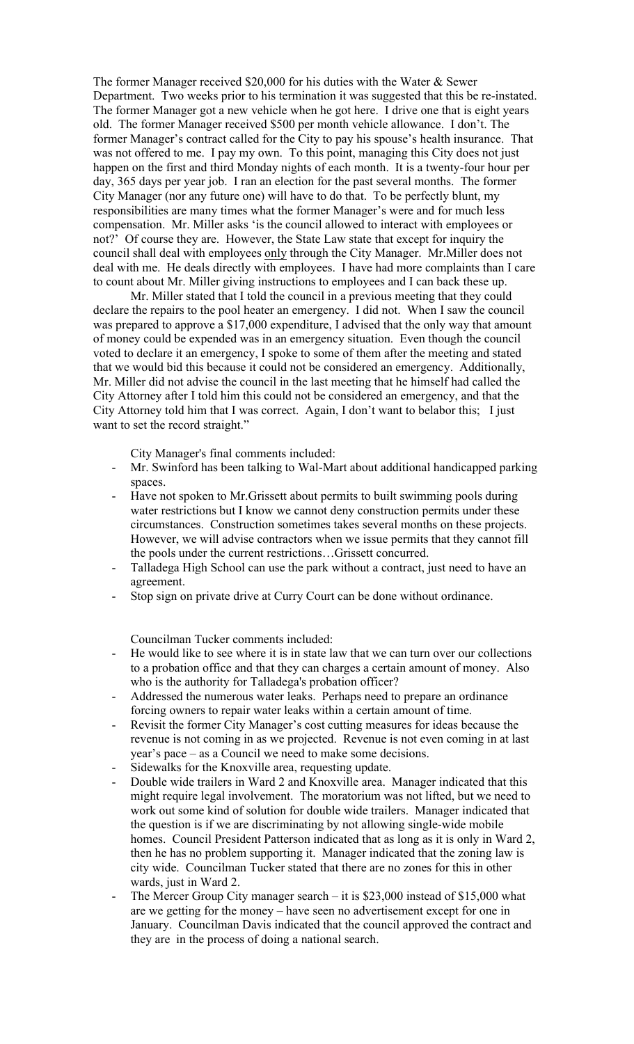The former Manager received $20,000 for his duties with the Water & Sewer Department. Two weeks prior to his termination it was suggested that this be re-instated. The former Manager got a new vehicle when he got here. I drive one that is eight years old. The former Manager received $500 per month vehicle allowance. I don't. The former Manager's contract called for the City to pay his spouse's health insurance. That was not offered to me. I pay my own. To this point, managing this City does not just happen on the first and third Monday nights of each month. It is a twenty-four hour per day, 365 days per year job. I ran an election for the past several months. The former City Manager (nor any future one) will have to do that. To be perfectly blunt, my responsibilities are many times what the former Manager's were and for much less compensation. Mr. Miller asks 'is the council allowed to interact with employees or not?' Of course they are. However, the State Law state that except for inquiry the council shall deal with employees only through the City Manager. Mr.Miller does not deal with me. He deals directly with employees. I have had more complaints than I care to count about Mr. Miller giving instructions to employees and I can back these up.

Mr. Miller stated that I told the council in a previous meeting that they could declare the repairs to the pool heater an emergency. I did not. When I saw the council was prepared to approve a $17,000 expenditure, I advised that the only way that amount of money could be expended was in an emergency situation. Even though the council voted to declare it an emergency, I spoke to some of them after the meeting and stated that we would bid this because it could not be considered an emergency. Additionally, Mr. Miller did not advise the council in the last meeting that he himself had called the City Attorney after I told him this could not be considered an emergency, and that the City Attorney told him that I was correct. Again, I don't want to belabor this; I just want to set the record straight."

City Manager's final comments included:

- Mr. Swinford has been talking to Wal-Mart about additional handicapped parking spaces.
- Have not spoken to Mr.Grissett about permits to built swimming pools during water restrictions but I know we cannot deny construction permits under these circumstances. Construction sometimes takes several months on these projects. However, we will advise contractors when we issue permits that they cannot fill the pools under the current restrictions…Grissett concurred.
- Talladega High School can use the park without a contract, just need to have an agreement.
- Stop sign on private drive at Curry Court can be done without ordinance.

Councilman Tucker comments included:

- He would like to see where it is in state law that we can turn over our collections to a probation office and that they can charges a certain amount of money. Also who is the authority for Talladega's probation officer?
- Addressed the numerous water leaks. Perhaps need to prepare an ordinance forcing owners to repair water leaks within a certain amount of time.
- Revisit the former City Manager's cost cutting measures for ideas because the revenue is not coming in as we projected. Revenue is not even coming in at last year's pace – as a Council we need to make some decisions.
- Sidewalks for the Knoxville area, requesting update.
- Double wide trailers in Ward 2 and Knoxville area. Manager indicated that this might require legal involvement. The moratorium was not lifted, but we need to work out some kind of solution for double wide trailers. Manager indicated that the question is if we are discriminating by not allowing single-wide mobile homes. Council President Patterson indicated that as long as it is only in Ward 2, then he has no problem supporting it. Manager indicated that the zoning law is city wide. Councilman Tucker stated that there are no zones for this in other wards, just in Ward 2.
- The Mercer Group City manager search – it is $23,000 instead of $15,000 what are we getting for the money – have seen no advertisement except for one in January. Councilman Davis indicated that the council approved the contract and they are in the process of doing a national search.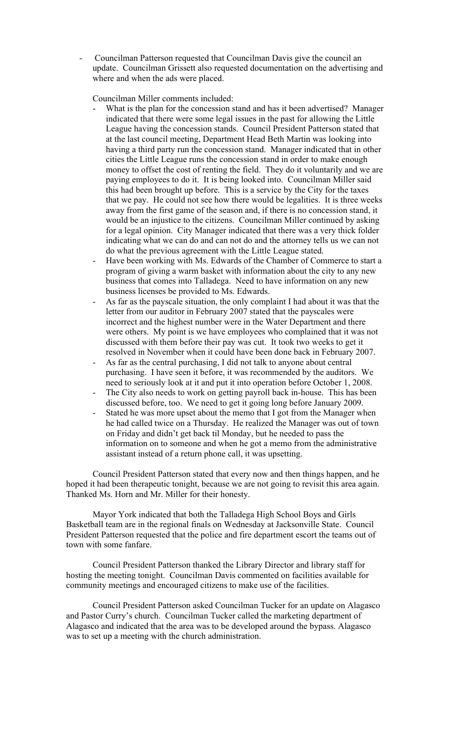- Councilman Patterson requested that Councilman Davis give the council an update. Councilman Grissett also requested documentation on the advertising and where and when the ads were placed.

Councilman Miller comments included:

- What is the plan for the concession stand and has it been advertised? Manager indicated that there were some legal issues in the past for allowing the Little League having the concession stands. Council President Patterson stated that at the last council meeting, Department Head Beth Martin was looking into having a third party run the concession stand. Manager indicated that in other cities the Little League runs the concession stand in order to make enough money to offset the cost of renting the field. They do it voluntarily and we are paying employees to do it. It is being looked into. Councilman Miller said this had been brought up before. This is a service by the City for the taxes that we pay. He could not see how there would be legalities. It is three weeks away from the first game of the season and, if there is no concession stand, it would be an injustice to the citizens. Councilman Miller continued by asking for a legal opinion. City Manager indicated that there was a very thick folder indicating what we can do and can not do and the attorney tells us we can not do what the previous agreement with the Little League stated.
- Have been working with Ms. Edwards of the Chamber of Commerce to start a program of giving a warm basket with information about the city to any new business that comes into Talladega. Need to have information on any new business licenses be provided to Ms. Edwards.
- As far as the payscale situation, the only complaint I had about it was that the letter from our auditor in February 2007 stated that the payscales were incorrect and the highest number were in the Water Department and there were others. My point is we have employees who complained that it was not discussed with them before their pay was cut. It took two weeks to get it resolved in November when it could have been done back in February 2007.
- As far as the central purchasing, I did not talk to anyone about central purchasing. I have seen it before, it was recommended by the auditors. We need to seriously look at it and put it into operation before October 1, 2008.
- The City also needs to work on getting payroll back in-house. This has been discussed before, too. We need to get it going long before January 2009.
- Stated he was more upset about the memo that I got from the Manager when he had called twice on a Thursday. He realized the Manager was out of town on Friday and didn't get back til Monday, but he needed to pass the information on to someone and when he got a memo from the administrative assistant instead of a return phone call, it was upsetting.

Council President Patterson stated that every now and then things happen, and he hoped it had been therapeutic tonight, because we are not going to revisit this area again. Thanked Ms. Horn and Mr. Miller for their honesty.

Mayor York indicated that both the Talladega High School Boys and Girls Basketball team are in the regional finals on Wednesday at Jacksonville State. Council President Patterson requested that the police and fire department escort the teams out of town with some fanfare.

Council President Patterson thanked the Library Director and library staff for hosting the meeting tonight. Councilman Davis commented on facilities available for community meetings and encouraged citizens to make use of the facilities.

Council President Patterson asked Councilman Tucker for an update on Alagasco and Pastor Curry's church. Councilman Tucker called the marketing department of Alagasco and indicated that the area was to be developed around the bypass. Alagasco was to set up a meeting with the church administration.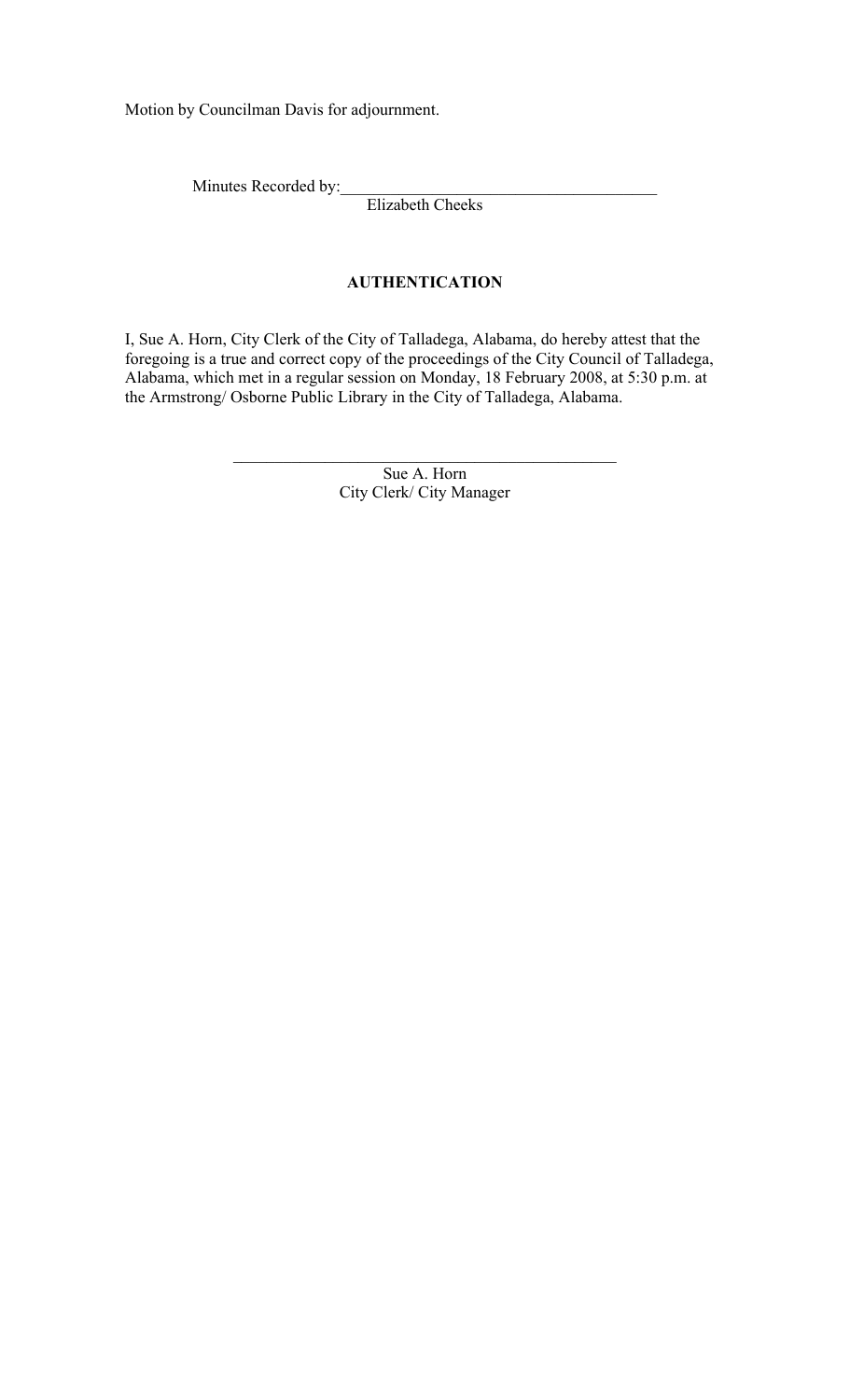Motion by Councilman Davis for adjournment.

Minutes Recorded by:\_\_\_\_\_\_\_\_\_\_\_\_\_\_\_\_\_\_\_\_\_\_\_\_\_\_\_\_\_\_\_\_\_\_\_\_\_\_\_\_

Elizabeth Cheeks

**AUTHENTICATION**

I, Sue A. Horn, City Clerk of the City of Talladega, Alabama, do hereby attest that the foregoing is a true and correct copy of the proceedings of the City Council of Talladega, Alabama, which met in a regular session on Monday, 18 February 2008, at 5:30 p.m. at the Armstrong/ Osborne Public Library in the City of Talladega, Alabama.

\_\_\_\_\_\_\_\_\_\_\_\_\_\_\_\_\_\_\_\_\_\_\_\_\_\_\_\_\_\_\_\_\_\_\_\_\_\_\_\_\_\_\_\_\_\_\_\_

Sue A. Horn
City Clerk/ City Manager